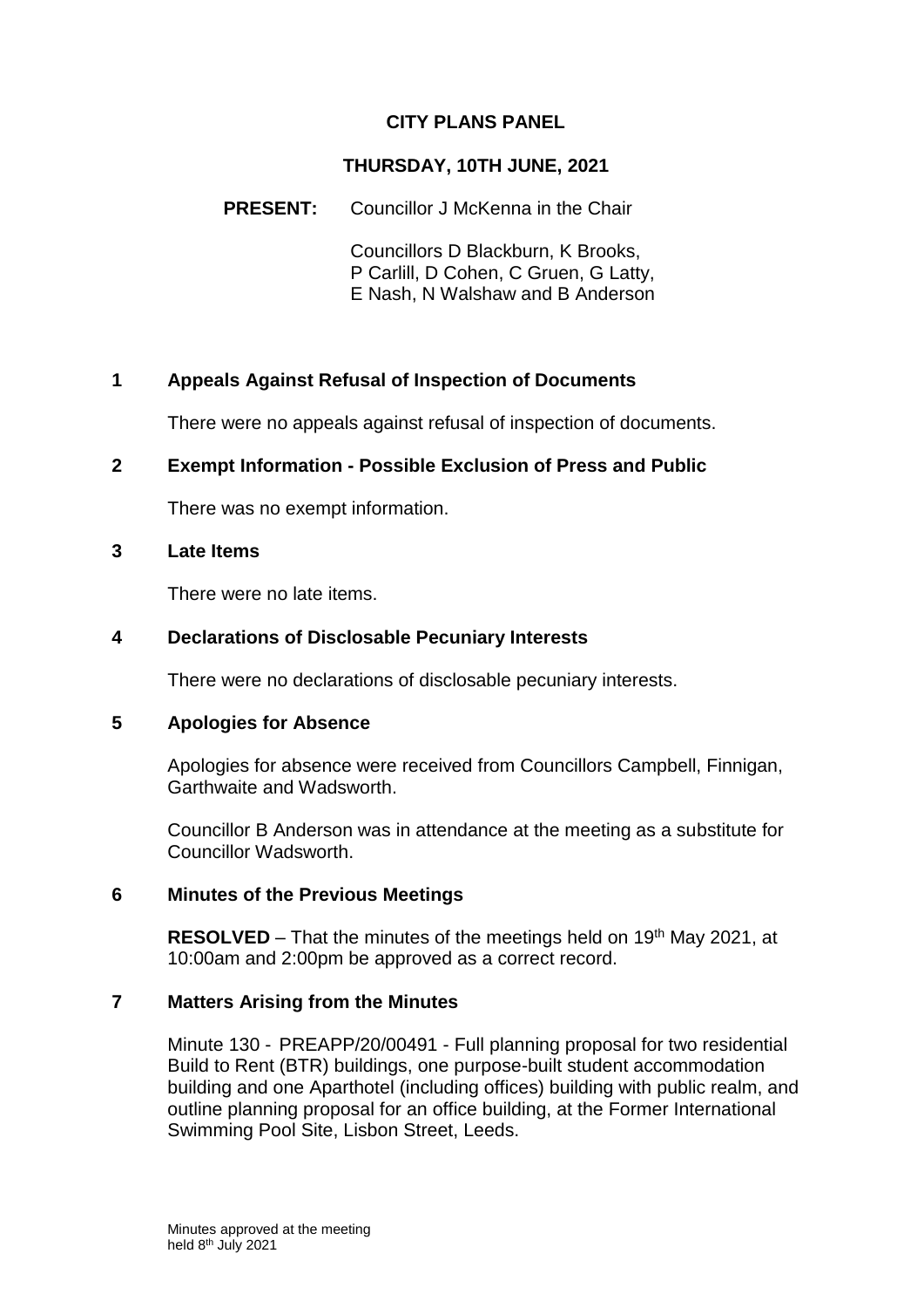# CITY PLANS PANEL

## THURSDAY, 10TH JUNE, 2021

**PRESENT:** Councillor J McKenna in the Chair

Councillors D Blackburn, K Brooks, P Carlill, D Cohen, C Gruen, G Latty, E Nash, N Walshaw and B Anderson

## 1 Appeals Against Refusal of Inspection of Documents

There were no appeals against refusal of inspection of documents.

## 2 Exempt Information - Possible Exclusion of Press and Public

There was no exempt information.

## 3 Late Items

There were no late items.

## 4 Declarations of Disclosable Pecuniary Interests

There were no declarations of disclosable pecuniary interests.

## 5 Apologies for Absence

Apologies for absence were received from Councillors Campbell, Finnigan, Garthwaite and Wadsworth.

Councillor B Anderson was in attendance at the meeting as a substitute for Councillor Wadsworth.

## 6 Minutes of the Previous Meetings

**RESOLVED** – That the minutes of the meetings held on 19th May 2021, at 10:00am and 2:00pm be approved as a correct record.

## 7 Matters Arising from the Minutes

Minute 130 - PREAPP/20/00491 - Full planning proposal for two residential Build to Rent (BTR) buildings, one purpose-built student accommodation building and one Aparthotel (including offices) building with public realm, and outline planning proposal for an office building, at the Former International Swimming Pool Site, Lisbon Street, Leeds.

Minutes approved at the meeting held 8th July 2021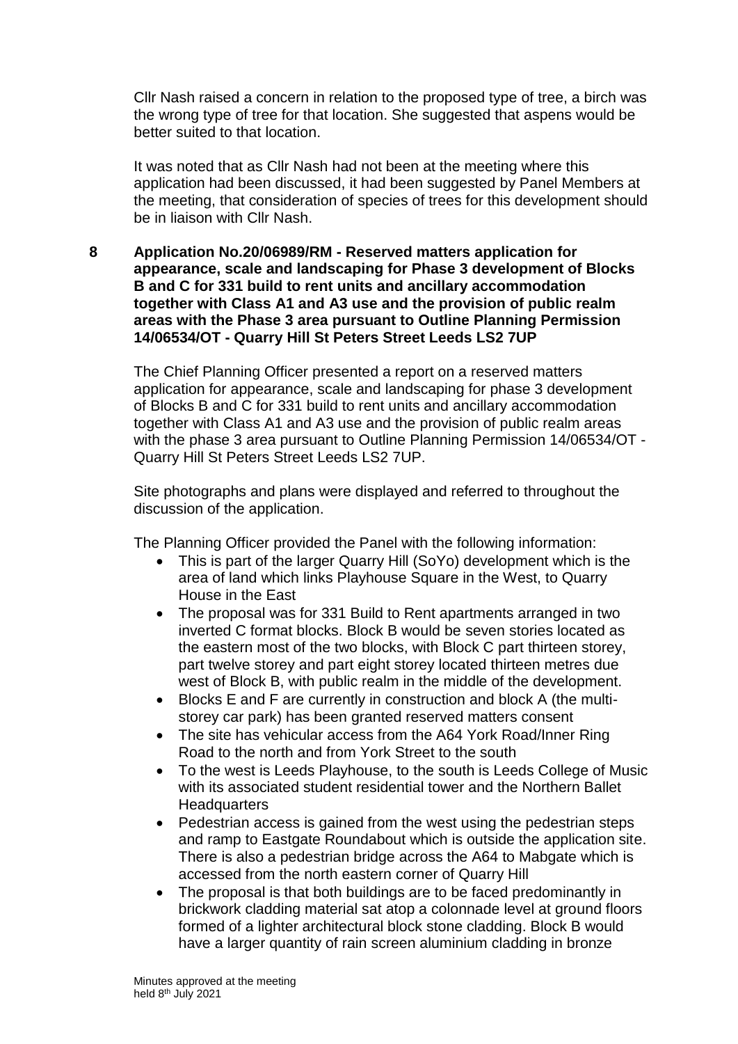Cllr Nash raised a concern in relation to the proposed type of tree, a birch was the wrong type of tree for that location. She suggested that aspens would be better suited to that location.

It was noted that as Cllr Nash had not been at the meeting where this application had been discussed, it had been suggested by Panel Members at the meeting, that consideration of species of trees for this development should be in liaison with Cllr Nash.

**8 Application No.20/06989/RM - Reserved matters application for appearance, scale and landscaping for Phase 3 development of Blocks B and C for 331 build to rent units and ancillary accommodation together with Class A1 and A3 use and the provision of public realm areas with the Phase 3 area pursuant to Outline Planning Permission 14/06534/OT - Quarry Hill St Peters Street Leeds LS2 7UP**

The Chief Planning Officer presented a report on a reserved matters application for appearance, scale and landscaping for phase 3 development of Blocks B and C for 331 build to rent units and ancillary accommodation together with Class A1 and A3 use and the provision of public realm areas with the phase 3 area pursuant to Outline Planning Permission 14/06534/OT - Quarry Hill St Peters Street Leeds LS2 7UP.

Site photographs and plans were displayed and referred to throughout the discussion of the application.

The Planning Officer provided the Panel with the following information:

- This is part of the larger Quarry Hill (SoYo) development which is the area of land which links Playhouse Square in the West, to Quarry House in the East
- The proposal was for 331 Build to Rent apartments arranged in two inverted C format blocks. Block B would be seven stories located as the eastern most of the two blocks, with Block C part thirteen storey, part twelve storey and part eight storey located thirteen metres due west of Block B, with public realm in the middle of the development.
- Blocks E and F are currently in construction and block A (the multi-storey car park) has been granted reserved matters consent
- The site has vehicular access from the A64 York Road/Inner Ring Road to the north and from York Street to the south
- To the west is Leeds Playhouse, to the south is Leeds College of Music with its associated student residential tower and the Northern Ballet Headquarters
- Pedestrian access is gained from the west using the pedestrian steps and ramp to Eastgate Roundabout which is outside the application site. There is also a pedestrian bridge across the A64 to Mabgate which is accessed from the north eastern corner of Quarry Hill
- The proposal is that both buildings are to be faced predominantly in brickwork cladding material sat atop a colonnade level at ground floors formed of a lighter architectural block stone cladding. Block B would have a larger quantity of rain screen aluminium cladding in bronze

Minutes approved at the meeting held 8th July 2021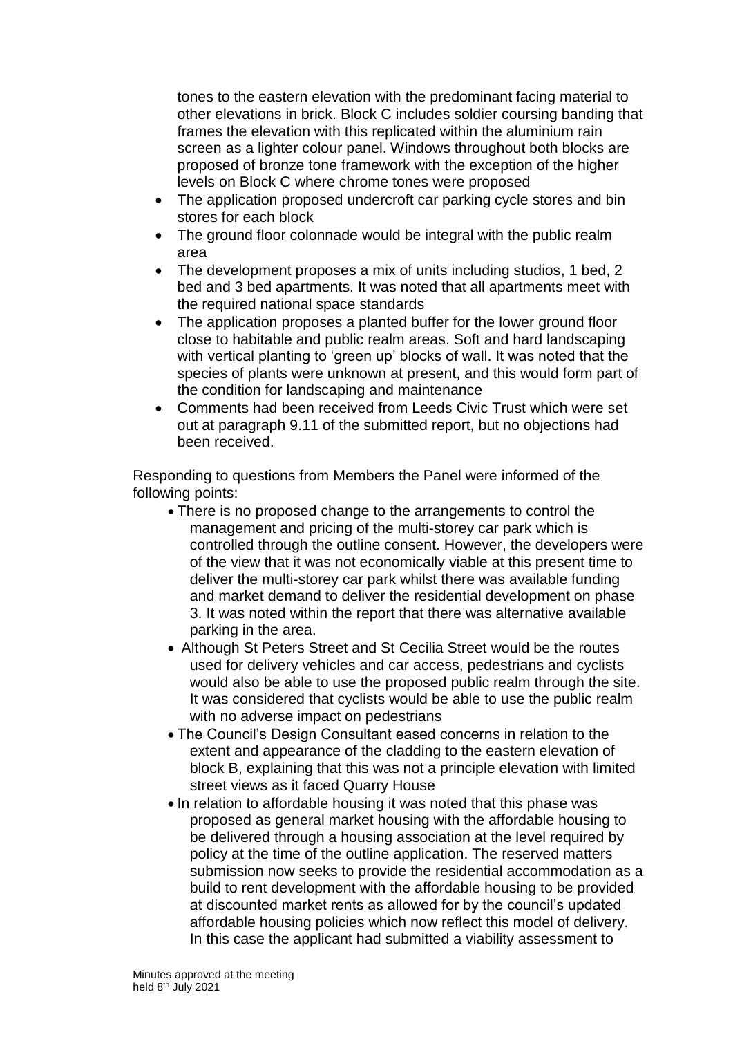tones to the eastern elevation with the predominant facing material to other elevations in brick. Block C includes soldier coursing banding that frames the elevation with this replicated within the aluminium rain screen as a lighter colour panel. Windows throughout both blocks are proposed of bronze tone framework with the exception of the higher levels on Block C where chrome tones were proposed

- The application proposed undercroft car parking cycle stores and bin stores for each block
- The ground floor colonnade would be integral with the public realm area
- The development proposes a mix of units including studios, 1 bed, 2 bed and 3 bed apartments. It was noted that all apartments meet with the required national space standards
- The application proposes a planted buffer for the lower ground floor close to habitable and public realm areas. Soft and hard landscaping with vertical planting to 'green up' blocks of wall. It was noted that the species of plants were unknown at present, and this would form part of the condition for landscaping and maintenance
- Comments had been received from Leeds Civic Trust which were set out at paragraph 9.11 of the submitted report, but no objections had been received.

Responding to questions from Members the Panel were informed of the following points:

- There is no proposed change to the arrangements to control the management and pricing of the multi-storey car park which is controlled through the outline consent. However, the developers were of the view that it was not economically viable at this present time to deliver the multi-storey car park whilst there was available funding and market demand to deliver the residential development on phase 3. It was noted within the report that there was alternative available parking in the area.
- Although St Peters Street and St Cecilia Street would be the routes used for delivery vehicles and car access, pedestrians and cyclists would also be able to use the proposed public realm through the site. It was considered that cyclists would be able to use the public realm with no adverse impact on pedestrians
- The Council's Design Consultant eased concerns in relation to the extent and appearance of the cladding to the eastern elevation of block B, explaining that this was not a principle elevation with limited street views as it faced Quarry House
- In relation to affordable housing it was noted that this phase was proposed as general market housing with the affordable housing to be delivered through a housing association at the level required by policy at the time of the outline application. The reserved matters submission now seeks to provide the residential accommodation as a build to rent development with the affordable housing to be provided at discounted market rents as allowed for by the council's updated affordable housing policies which now reflect this model of delivery. In this case the applicant had submitted a viability assessment to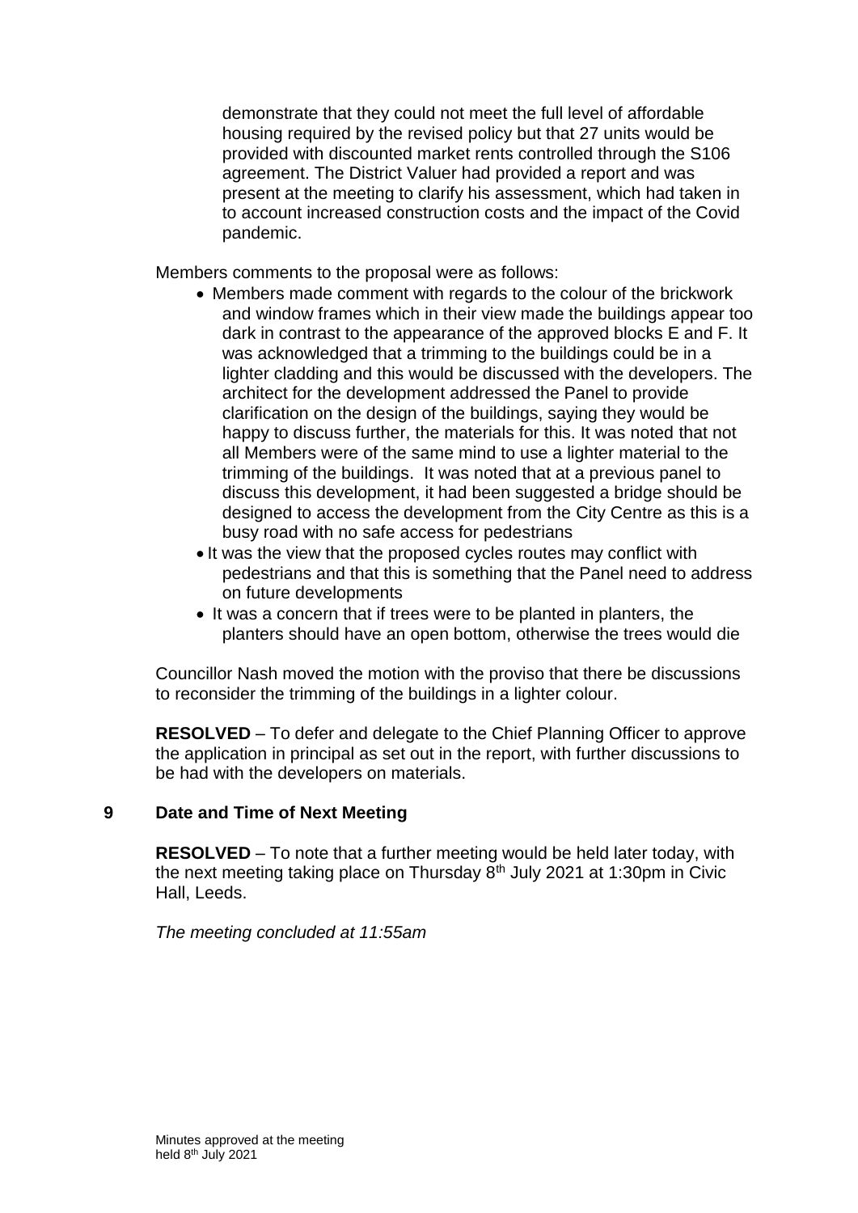demonstrate that they could not meet the full level of affordable housing required by the revised policy but that 27 units would be provided with discounted market rents controlled through the S106 agreement. The District Valuer had provided a report and was present at the meeting to clarify his assessment, which had taken in to account increased construction costs and the impact of the Covid pandemic.

Members comments to the proposal were as follows:

- Members made comment with regards to the colour of the brickwork and window frames which in their view made the buildings appear too dark in contrast to the appearance of the approved blocks E and F. It was acknowledged that a trimming to the buildings could be in a lighter cladding and this would be discussed with the developers. The architect for the development addressed the Panel to provide clarification on the design of the buildings, saying they would be happy to discuss further, the materials for this. It was noted that not all Members were of the same mind to use a lighter material to the trimming of the buildings. It was noted that at a previous panel to discuss this development, it had been suggested a bridge should be designed to access the development from the City Centre as this is a busy road with no safe access for pedestrians
- It was the view that the proposed cycles routes may conflict with pedestrians and that this is something that the Panel need to address on future developments
- It was a concern that if trees were to be planted in planters, the planters should have an open bottom, otherwise the trees would die

Councillor Nash moved the motion with the proviso that there be discussions to reconsider the trimming of the buildings in a lighter colour.

**RESOLVED** – To defer and delegate to the Chief Planning Officer to approve the application in principal as set out in the report, with further discussions to be had with the developers on materials.

## 9 Date and Time of Next Meeting

**RESOLVED** – To note that a further meeting would be held later today, with the next meeting taking place on Thursday 8th July 2021 at 1:30pm in Civic Hall, Leeds.

*The meeting concluded at 11:55am*

Minutes approved at the meeting held 8th July 2021